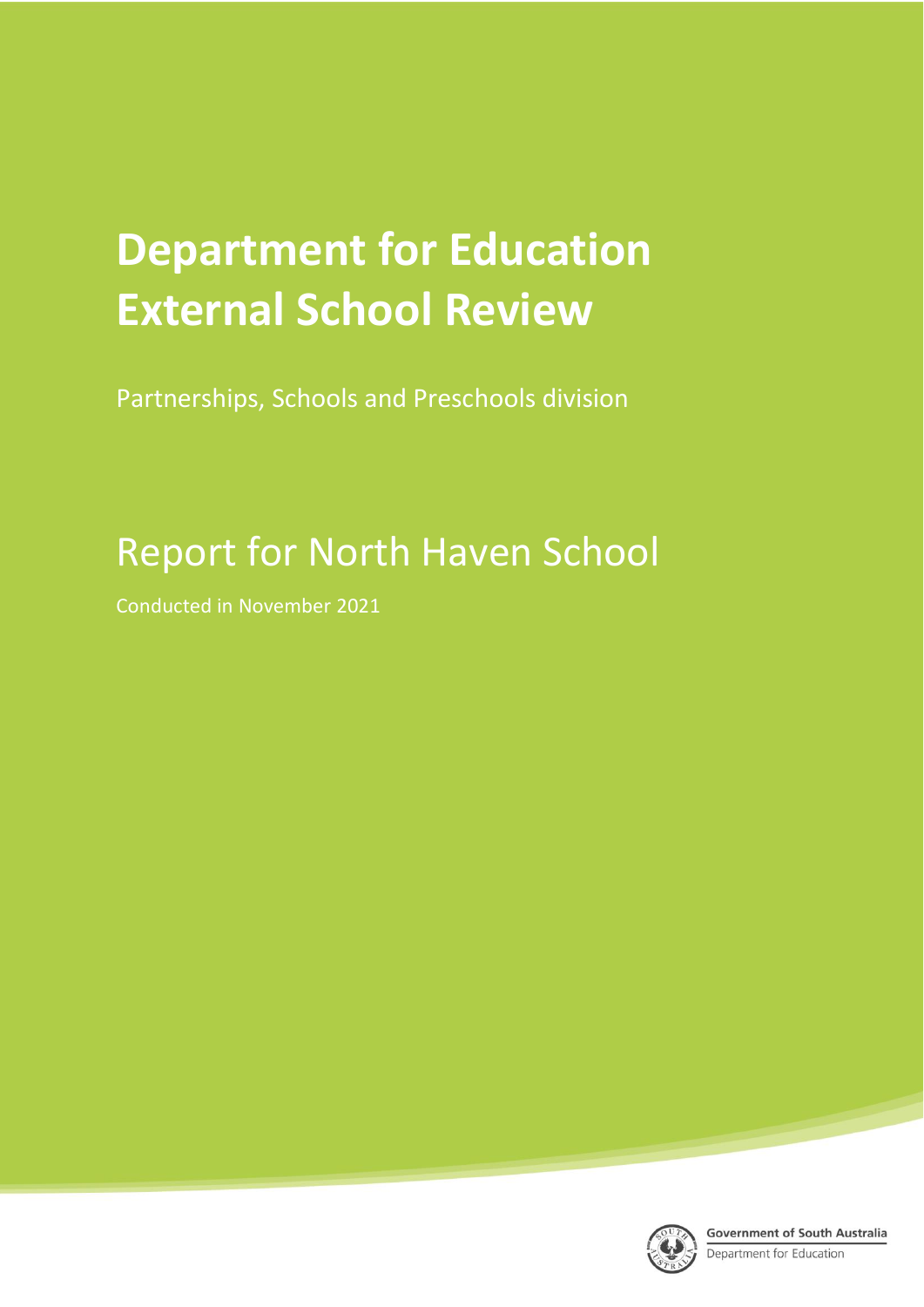# Department for Education External School Review

Partnerships, Schools and Preschools division

## Report for North Haven School

Conducted in November 2021

Government of South Australia
Department for Education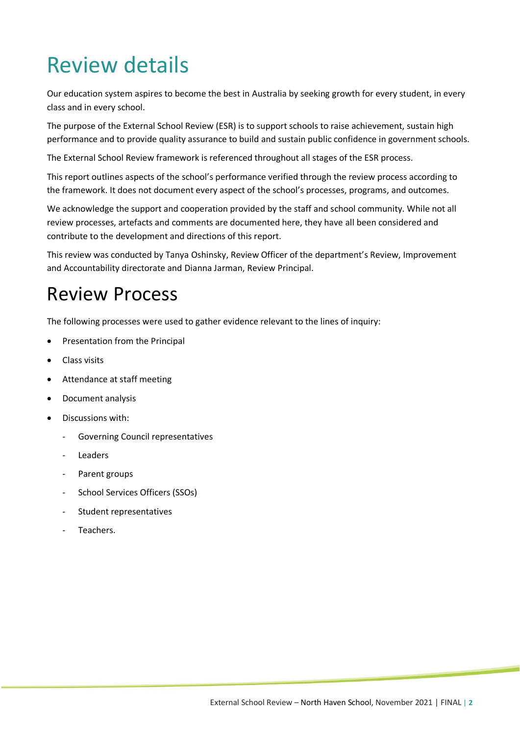# Review details

Our education system aspires to become the best in Australia by seeking growth for every student, in every class and in every school.

The purpose of the External School Review (ESR) is to support schools to raise achievement, sustain high performance and to provide quality assurance to build and sustain public confidence in government schools.

The External School Review framework is referenced throughout all stages of the ESR process.

This report outlines aspects of the school's performance verified through the review process according to the framework. It does not document every aspect of the school's processes, programs, and outcomes.

We acknowledge the support and cooperation provided by the staff and school community. While not all review processes, artefacts and comments are documented here, they have all been considered and contribute to the development and directions of this report.

This review was conducted by Tanya Oshinsky, Review Officer of the department's Review, Improvement and Accountability directorate and Dianna Jarman, Review Principal.

# Review Process

The following processes were used to gather evidence relevant to the lines of inquiry:

- Presentation from the Principal
- Class visits
- Attendance at staff meeting
- Document analysis
- Discussions with:
  - Governing Council representatives
  - Leaders
  - Parent groups
  - School Services Officers (SSOs)
  - Student representatives
  - Teachers.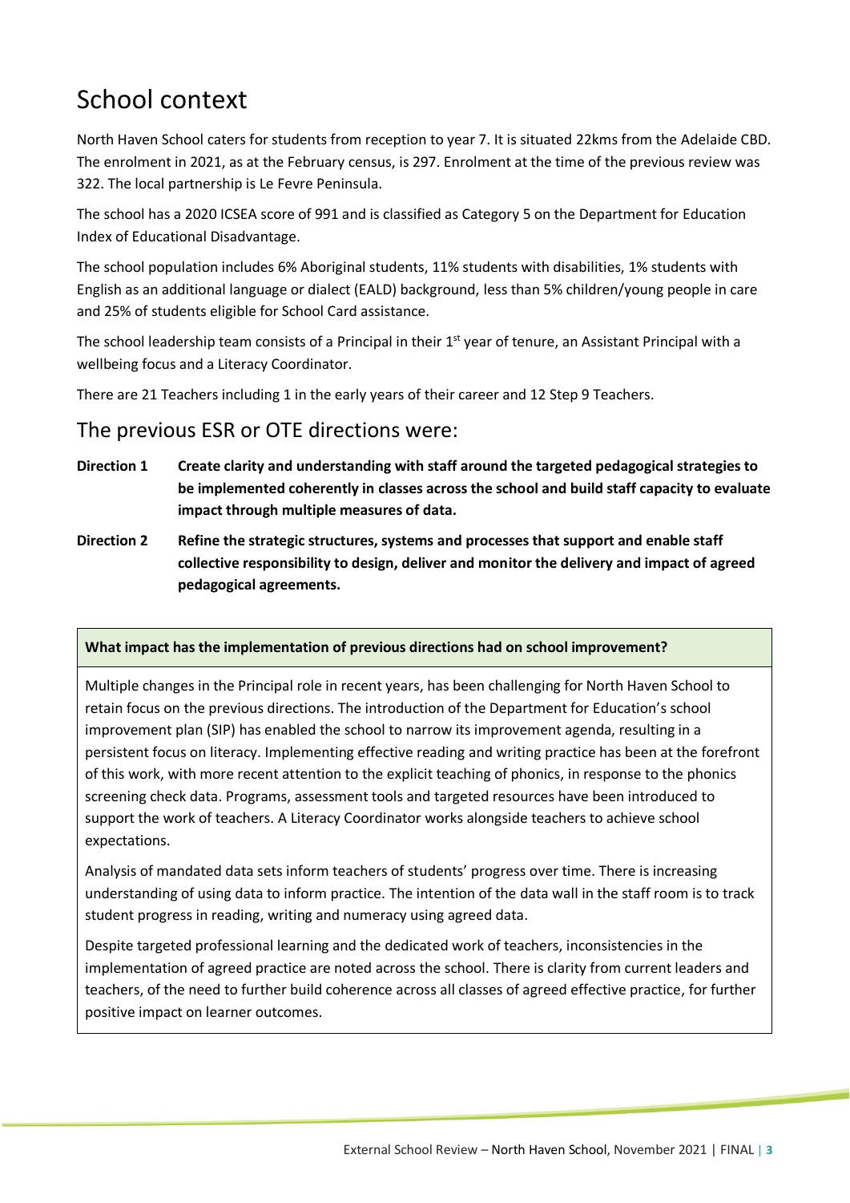# School context

North Haven School caters for students from reception to year 7. It is situated 22kms from the Adelaide CBD. The enrolment in 2021, as at the February census, is 297. Enrolment at the time of the previous review was 322. The local partnership is Le Fevre Peninsula.

The school has a 2020 ICSEA score of 991 and is classified as Category 5 on the Department for Education Index of Educational Disadvantage.

The school population includes 6% Aboriginal students, 11% students with disabilities, 1% students with English as an additional language or dialect (EALD) background, less than 5% children/young people in care and 25% of students eligible for School Card assistance.

The school leadership team consists of a Principal in their 1st year of tenure, an Assistant Principal with a wellbeing focus and a Literacy Coordinator.

There are 21 Teachers including 1 in the early years of their career and 12 Step 9 Teachers.

## The previous ESR or OTE directions were:

**Direction 1** **Create clarity and understanding with staff around the targeted pedagogical strategies to be implemented coherently in classes across the school and build staff capacity to evaluate impact through multiple measures of data.**

**Direction 2** **Refine the strategic structures, systems and processes that support and enable staff collective responsibility to design, deliver and monitor the delivery and impact of agreed pedagogical agreements.**

**What impact has the implementation of previous directions had on school improvement?**

Multiple changes in the Principal role in recent years, has been challenging for North Haven School to retain focus on the previous directions. The introduction of the Department for Education's school improvement plan (SIP) has enabled the school to narrow its improvement agenda, resulting in a persistent focus on literacy. Implementing effective reading and writing practice has been at the forefront of this work, with more recent attention to the explicit teaching of phonics, in response to the phonics screening check data. Programs, assessment tools and targeted resources have been introduced to support the work of teachers. A Literacy Coordinator works alongside teachers to achieve school expectations.

Analysis of mandated data sets inform teachers of students' progress over time. There is increasing understanding of using data to inform practice. The intention of the data wall in the staff room is to track student progress in reading, writing and numeracy using agreed data.

Despite targeted professional learning and the dedicated work of teachers, inconsistencies in the implementation of agreed practice are noted across the school. There is clarity from current leaders and teachers, of the need to further build coherence across all classes of agreed effective practice, for further positive impact on learner outcomes.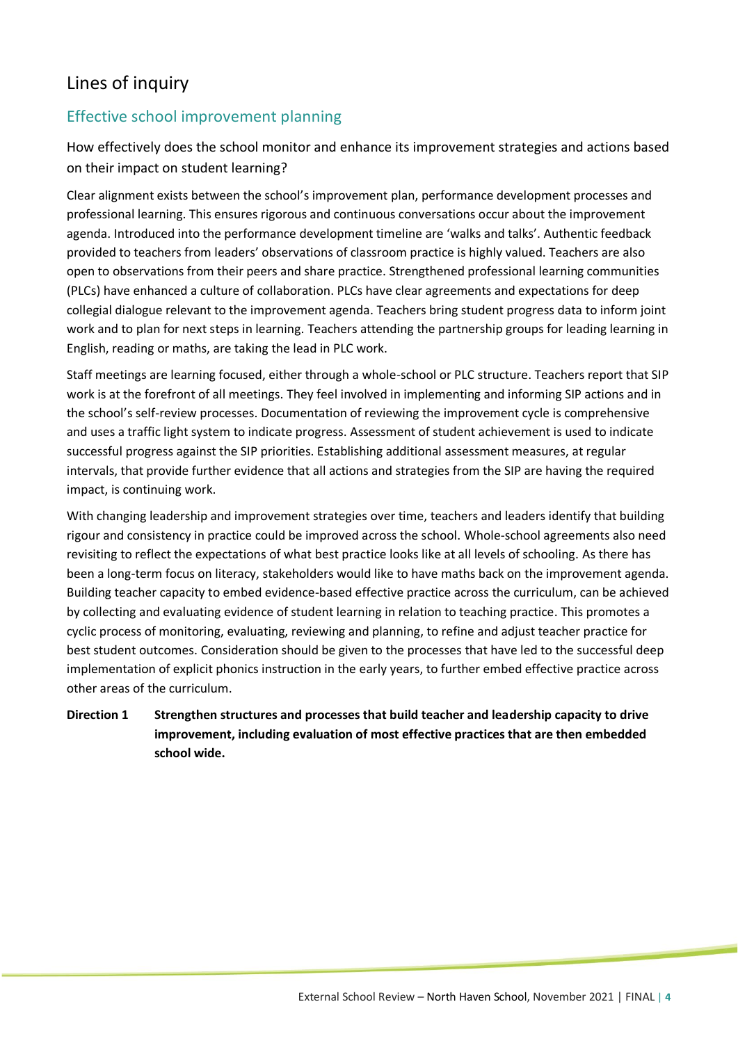# Lines of inquiry

## Effective school improvement planning

### How effectively does the school monitor and enhance its improvement strategies and actions based on their impact on student learning?

Clear alignment exists between the school's improvement plan, performance development processes and professional learning. This ensures rigorous and continuous conversations occur about the improvement agenda. Introduced into the performance development timeline are 'walks and talks'. Authentic feedback provided to teachers from leaders' observations of classroom practice is highly valued. Teachers are also open to observations from their peers and share practice. Strengthened professional learning communities (PLCs) have enhanced a culture of collaboration. PLCs have clear agreements and expectations for deep collegial dialogue relevant to the improvement agenda. Teachers bring student progress data to inform joint work and to plan for next steps in learning. Teachers attending the partnership groups for leading learning in English, reading or maths, are taking the lead in PLC work.

Staff meetings are learning focused, either through a whole-school or PLC structure. Teachers report that SIP work is at the forefront of all meetings. They feel involved in implementing and informing SIP actions and in the school's self-review processes. Documentation of reviewing the improvement cycle is comprehensive and uses a traffic light system to indicate progress. Assessment of student achievement is used to indicate successful progress against the SIP priorities. Establishing additional assessment measures, at regular intervals, that provide further evidence that all actions and strategies from the SIP are having the required impact, is continuing work.

With changing leadership and improvement strategies over time, teachers and leaders identify that building rigour and consistency in practice could be improved across the school. Whole-school agreements also need revisiting to reflect the expectations of what best practice looks like at all levels of schooling. As there has been a long-term focus on literacy, stakeholders would like to have maths back on the improvement agenda. Building teacher capacity to embed evidence-based effective practice across the curriculum, can be achieved by collecting and evaluating evidence of student learning in relation to teaching practice. This promotes a cyclic process of monitoring, evaluating, reviewing and planning, to refine and adjust teacher practice for best student outcomes. Consideration should be given to the processes that have led to the successful deep implementation of explicit phonics instruction in the early years, to further embed effective practice across other areas of the curriculum.

**Direction 1** **Strengthen structures and processes that build teacher and leadership capacity to drive improvement, including evaluation of most effective practices that are then embedded school wide.**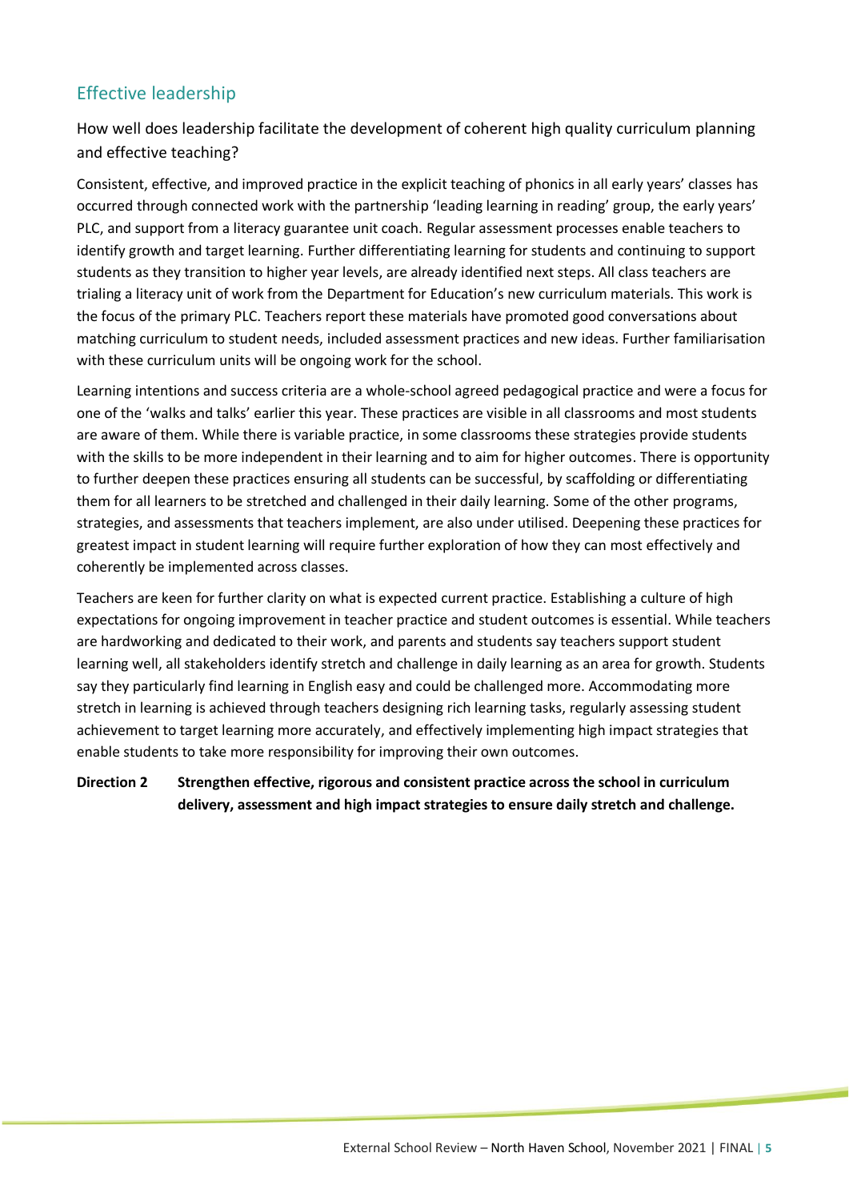## Effective leadership

### How well does leadership facilitate the development of coherent high quality curriculum planning and effective teaching?

Consistent, effective, and improved practice in the explicit teaching of phonics in all early years' classes has occurred through connected work with the partnership 'leading learning in reading' group, the early years' PLC, and support from a literacy guarantee unit coach. Regular assessment processes enable teachers to identify growth and target learning. Further differentiating learning for students and continuing to support students as they transition to higher year levels, are already identified next steps. All class teachers are trialing a literacy unit of work from the Department for Education's new curriculum materials. This work is the focus of the primary PLC. Teachers report these materials have promoted good conversations about matching curriculum to student needs, included assessment practices and new ideas. Further familiarisation with these curriculum units will be ongoing work for the school.

Learning intentions and success criteria are a whole-school agreed pedagogical practice and were a focus for one of the 'walks and talks' earlier this year. These practices are visible in all classrooms and most students are aware of them. While there is variable practice, in some classrooms these strategies provide students with the skills to be more independent in their learning and to aim for higher outcomes. There is opportunity to further deepen these practices ensuring all students can be successful, by scaffolding or differentiating them for all learners to be stretched and challenged in their daily learning. Some of the other programs, strategies, and assessments that teachers implement, are also under utilised. Deepening these practices for greatest impact in student learning will require further exploration of how they can most effectively and coherently be implemented across classes.

Teachers are keen for further clarity on what is expected current practice. Establishing a culture of high expectations for ongoing improvement in teacher practice and student outcomes is essential. While teachers are hardworking and dedicated to their work, and parents and students say teachers support student learning well, all stakeholders identify stretch and challenge in daily learning as an area for growth. Students say they particularly find learning in English easy and could be challenged more. Accommodating more stretch in learning is achieved through teachers designing rich learning tasks, regularly assessing student achievement to target learning more accurately, and effectively implementing high impact strategies that enable students to take more responsibility for improving their own outcomes.

**Direction 2** **Strengthen effective, rigorous and consistent practice across the school in curriculum delivery, assessment and high impact strategies to ensure daily stretch and challenge.**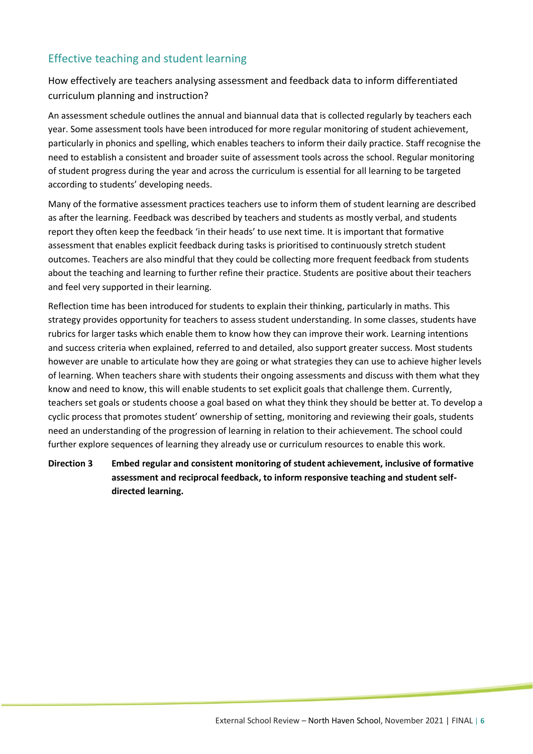## Effective teaching and student learning

### How effectively are teachers analysing assessment and feedback data to inform differentiated curriculum planning and instruction?

An assessment schedule outlines the annual and biannual data that is collected regularly by teachers each year. Some assessment tools have been introduced for more regular monitoring of student achievement, particularly in phonics and spelling, which enables teachers to inform their daily practice. Staff recognise the need to establish a consistent and broader suite of assessment tools across the school. Regular monitoring of student progress during the year and across the curriculum is essential for all learning to be targeted according to students' developing needs.

Many of the formative assessment practices teachers use to inform them of student learning are described as after the learning. Feedback was described by teachers and students as mostly verbal, and students report they often keep the feedback 'in their heads' to use next time. It is important that formative assessment that enables explicit feedback during tasks is prioritised to continuously stretch student outcomes. Teachers are also mindful that they could be collecting more frequent feedback from students about the teaching and learning to further refine their practice. Students are positive about their teachers and feel very supported in their learning.

Reflection time has been introduced for students to explain their thinking, particularly in maths. This strategy provides opportunity for teachers to assess student understanding. In some classes, students have rubrics for larger tasks which enable them to know how they can improve their work. Learning intentions and success criteria when explained, referred to and detailed, also support greater success. Most students however are unable to articulate how they are going or what strategies they can use to achieve higher levels of learning. When teachers share with students their ongoing assessments and discuss with them what they know and need to know, this will enable students to set explicit goals that challenge them. Currently, teachers set goals or students choose a goal based on what they think they should be better at. To develop a cyclic process that promotes student' ownership of setting, monitoring and reviewing their goals, students need an understanding of the progression of learning in relation to their achievement. The school could further explore sequences of learning they already use or curriculum resources to enable this work.

**Direction 3** **Embed regular and consistent monitoring of student achievement, inclusive of formative assessment and reciprocal feedback, to inform responsive teaching and student self-directed learning.**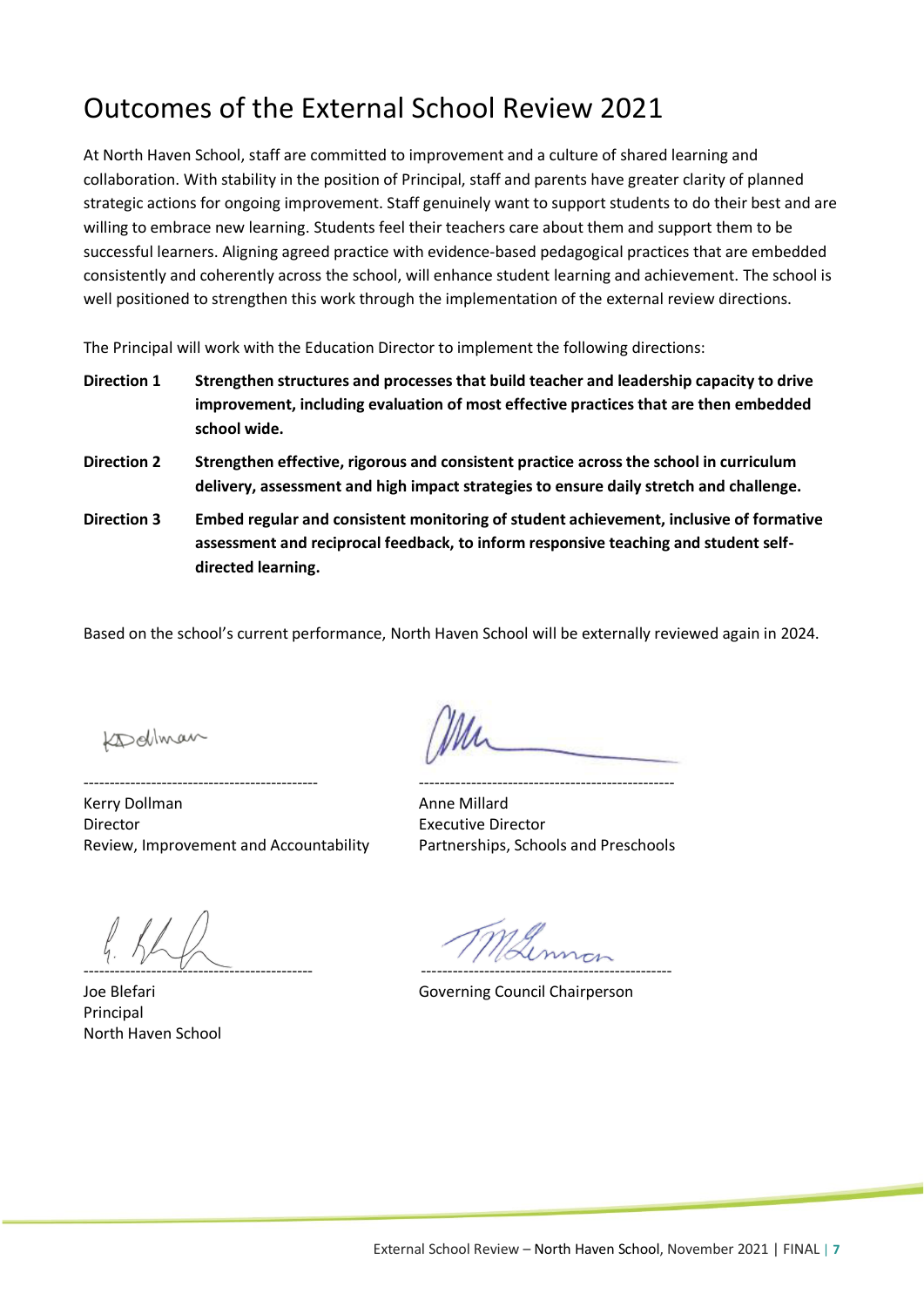# Outcomes of the External School Review 2021

At North Haven School, staff are committed to improvement and a culture of shared learning and collaboration. With stability in the position of Principal, staff and parents have greater clarity of planned strategic actions for ongoing improvement. Staff genuinely want to support students to do their best and are willing to embrace new learning. Students feel their teachers care about them and support them to be successful learners. Aligning agreed practice with evidence-based pedagogical practices that are embedded consistently and coherently across the school, will enhance student learning and achievement. The school is well positioned to strengthen this work through the implementation of the external review directions.

The Principal will work with the Education Director to implement the following directions:

**Direction 1** **Strengthen structures and processes that build teacher and leadership capacity to drive improvement, including evaluation of most effective practices that are then embedded school wide.**

**Direction 2** **Strengthen effective, rigorous and consistent practice across the school in curriculum delivery, assessment and high impact strategies to ensure daily stretch and challenge.**

**Direction 3** **Embed regular and consistent monitoring of student achievement, inclusive of formative assessment and reciprocal feedback, to inform responsive teaching and student self-directed learning.**

Based on the school's current performance, North Haven School will be externally reviewed again in 2024.

Kerry Dollman
Director
Review, Improvement and Accountability

Anne Millard
Executive Director
Partnerships, Schools and Preschools

Joe Blefari
Principal
North Haven School

Governing Council Chairperson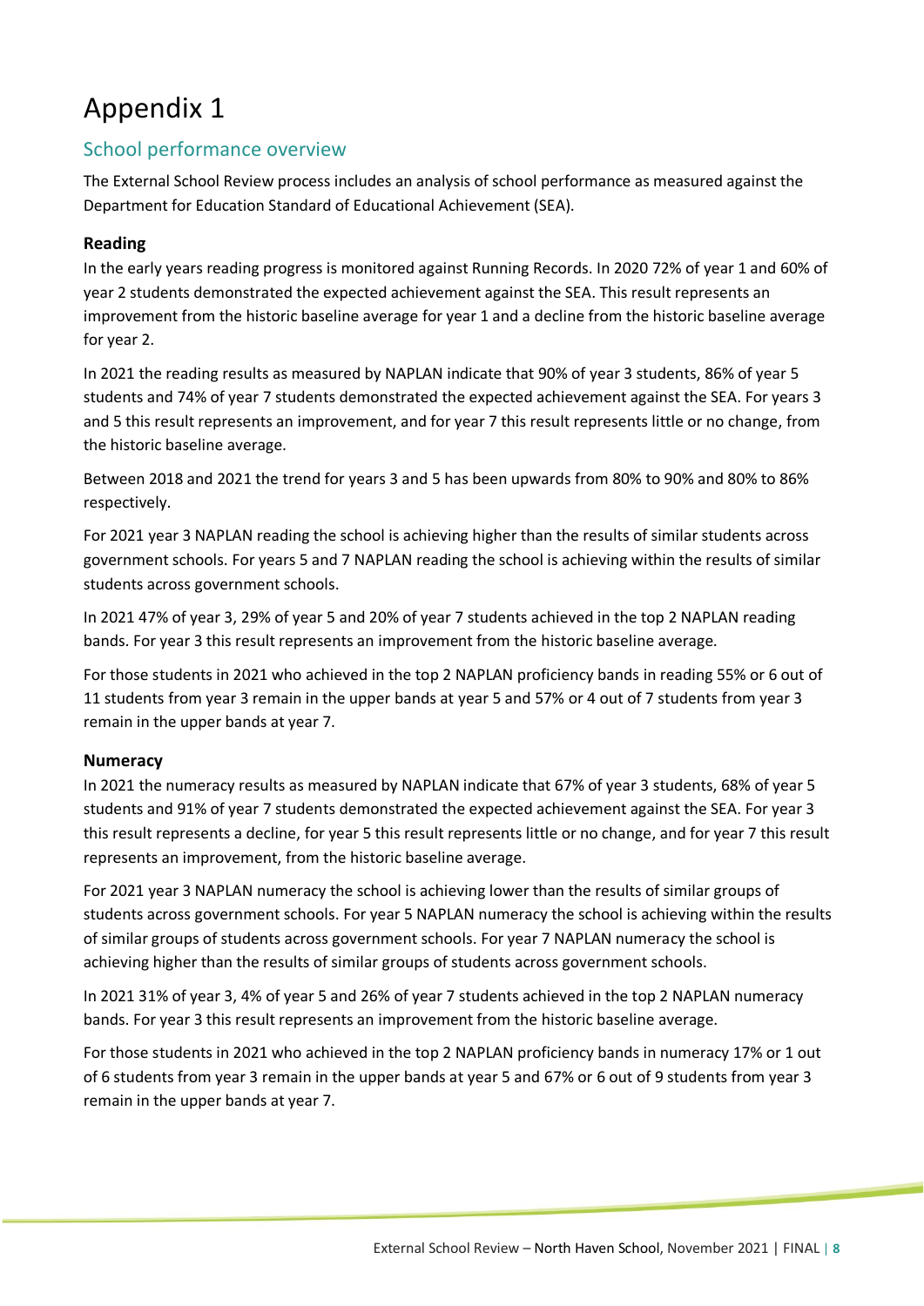# Appendix 1

## School performance overview

The External School Review process includes an analysis of school performance as measured against the Department for Education Standard of Educational Achievement (SEA).

### Reading

In the early years reading progress is monitored against Running Records. In 2020 72% of year 1 and 60% of year 2 students demonstrated the expected achievement against the SEA. This result represents an improvement from the historic baseline average for year 1 and a decline from the historic baseline average for year 2.

In 2021 the reading results as measured by NAPLAN indicate that 90% of year 3 students, 86% of year 5 students and 74% of year 7 students demonstrated the expected achievement against the SEA. For years 3 and 5 this result represents an improvement, and for year 7 this result represents little or no change, from the historic baseline average.

Between 2018 and 2021 the trend for years 3 and 5 has been upwards from 80% to 90% and 80% to 86% respectively.

For 2021 year 3 NAPLAN reading the school is achieving higher than the results of similar students across government schools. For years 5 and 7 NAPLAN reading the school is achieving within the results of similar students across government schools.

In 2021 47% of year 3, 29% of year 5 and 20% of year 7 students achieved in the top 2 NAPLAN reading bands. For year 3 this result represents an improvement from the historic baseline average.

For those students in 2021 who achieved in the top 2 NAPLAN proficiency bands in reading 55% or 6 out of 11 students from year 3 remain in the upper bands at year 5 and 57% or 4 out of 7 students from year 3 remain in the upper bands at year 7.

### Numeracy

In 2021 the numeracy results as measured by NAPLAN indicate that 67% of year 3 students, 68% of year 5 students and 91% of year 7 students demonstrated the expected achievement against the SEA. For year 3 this result represents a decline, for year 5 this result represents little or no change, and for year 7 this result represents an improvement, from the historic baseline average.

For 2021 year 3 NAPLAN numeracy the school is achieving lower than the results of similar groups of students across government schools. For year 5 NAPLAN numeracy the school is achieving within the results of similar groups of students across government schools. For year 7 NAPLAN numeracy the school is achieving higher than the results of similar groups of students across government schools.

In 2021 31% of year 3, 4% of year 5 and 26% of year 7 students achieved in the top 2 NAPLAN numeracy bands. For year 3 this result represents an improvement from the historic baseline average.

For those students in 2021 who achieved in the top 2 NAPLAN proficiency bands in numeracy 17% or 1 out of 6 students from year 3 remain in the upper bands at year 5 and 67% or 6 out of 9 students from year 3 remain in the upper bands at year 7.